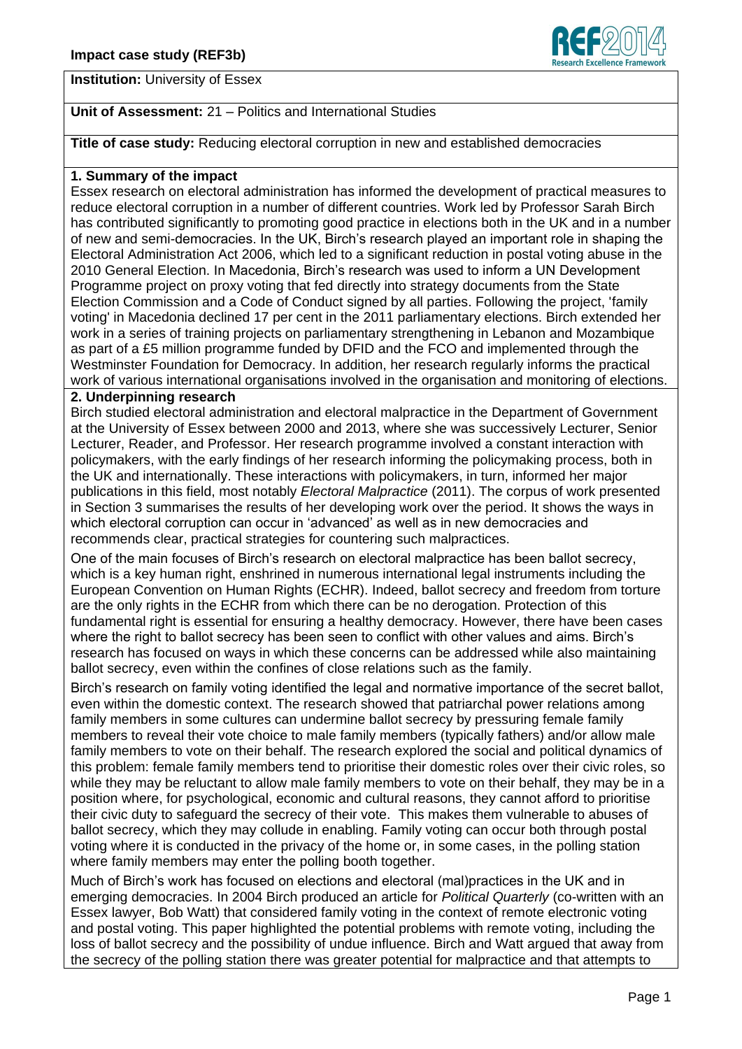**Impact case study (REF3b)**

**Institution:** University of Essex

**Unit of Assessment:** 21 – Politics and International Studies

**Title of case study:** Reducing electoral corruption in new and established democracies

## 1. Summary of the impact

Essex research on electoral administration has informed the development of practical measures to reduce electoral corruption in a number of different countries. Work led by Professor Sarah Birch has contributed significantly to promoting good practice in elections both in the UK and in a number of new and semi-democracies. In the UK, Birch's research played an important role in shaping the Electoral Administration Act 2006, which led to a significant reduction in postal voting abuse in the 2010 General Election. In Macedonia, Birch's research was used to inform a UN Development Programme project on proxy voting that fed directly into strategy documents from the State Election Commission and a Code of Conduct signed by all parties. Following the project, 'family voting' in Macedonia declined 17 per cent in the 2011 parliamentary elections. Birch extended her work in a series of training projects on parliamentary strengthening in Lebanon and Mozambique as part of a £5 million programme funded by DFID and the FCO and implemented through the Westminster Foundation for Democracy. In addition, her research regularly informs the practical work of various international organisations involved in the organisation and monitoring of elections.

## 2. Underpinning research

Birch studied electoral administration and electoral malpractice in the Department of Government at the University of Essex between 2000 and 2013, where she was successively Lecturer, Senior Lecturer, Reader, and Professor. Her research programme involved a constant interaction with policymakers, with the early findings of her research informing the policymaking process, both in the UK and internationally. These interactions with policymakers, in turn, informed her major publications in this field, most notably *Electoral Malpractice* (2011). The corpus of work presented in Section 3 summarises the results of her developing work over the period. It shows the ways in which electoral corruption can occur in 'advanced' as well as in new democracies and recommends clear, practical strategies for countering such malpractices.

One of the main focuses of Birch's research on electoral malpractice has been ballot secrecy, which is a key human right, enshrined in numerous international legal instruments including the European Convention on Human Rights (ECHR). Indeed, ballot secrecy and freedom from torture are the only rights in the ECHR from which there can be no derogation. Protection of this fundamental right is essential for ensuring a healthy democracy. However, there have been cases where the right to ballot secrecy has been seen to conflict with other values and aims. Birch's research has focused on ways in which these concerns can be addressed while also maintaining ballot secrecy, even within the confines of close relations such as the family.

Birch's research on family voting identified the legal and normative importance of the secret ballot, even within the domestic context. The research showed that patriarchal power relations among family members in some cultures can undermine ballot secrecy by pressuring female family members to reveal their vote choice to male family members (typically fathers) and/or allow male family members to vote on their behalf. The research explored the social and political dynamics of this problem: female family members tend to prioritise their domestic roles over their civic roles, so while they may be reluctant to allow male family members to vote on their behalf, they may be in a position where, for psychological, economic and cultural reasons, they cannot afford to prioritise their civic duty to safeguard the secrecy of their vote. This makes them vulnerable to abuses of ballot secrecy, which they may collude in enabling. Family voting can occur both through postal voting where it is conducted in the privacy of the home or, in some cases, in the polling station where family members may enter the polling booth together.

Much of Birch's work has focused on elections and electoral (mal)practices in the UK and in emerging democracies. In 2004 Birch produced an article for *Political Quarterly* (co-written with an Essex lawyer, Bob Watt) that considered family voting in the context of remote electronic voting and postal voting. This paper highlighted the potential problems with remote voting, including the loss of ballot secrecy and the possibility of undue influence. Birch and Watt argued that away from the secrecy of the polling station there was greater potential for malpractice and that attempts to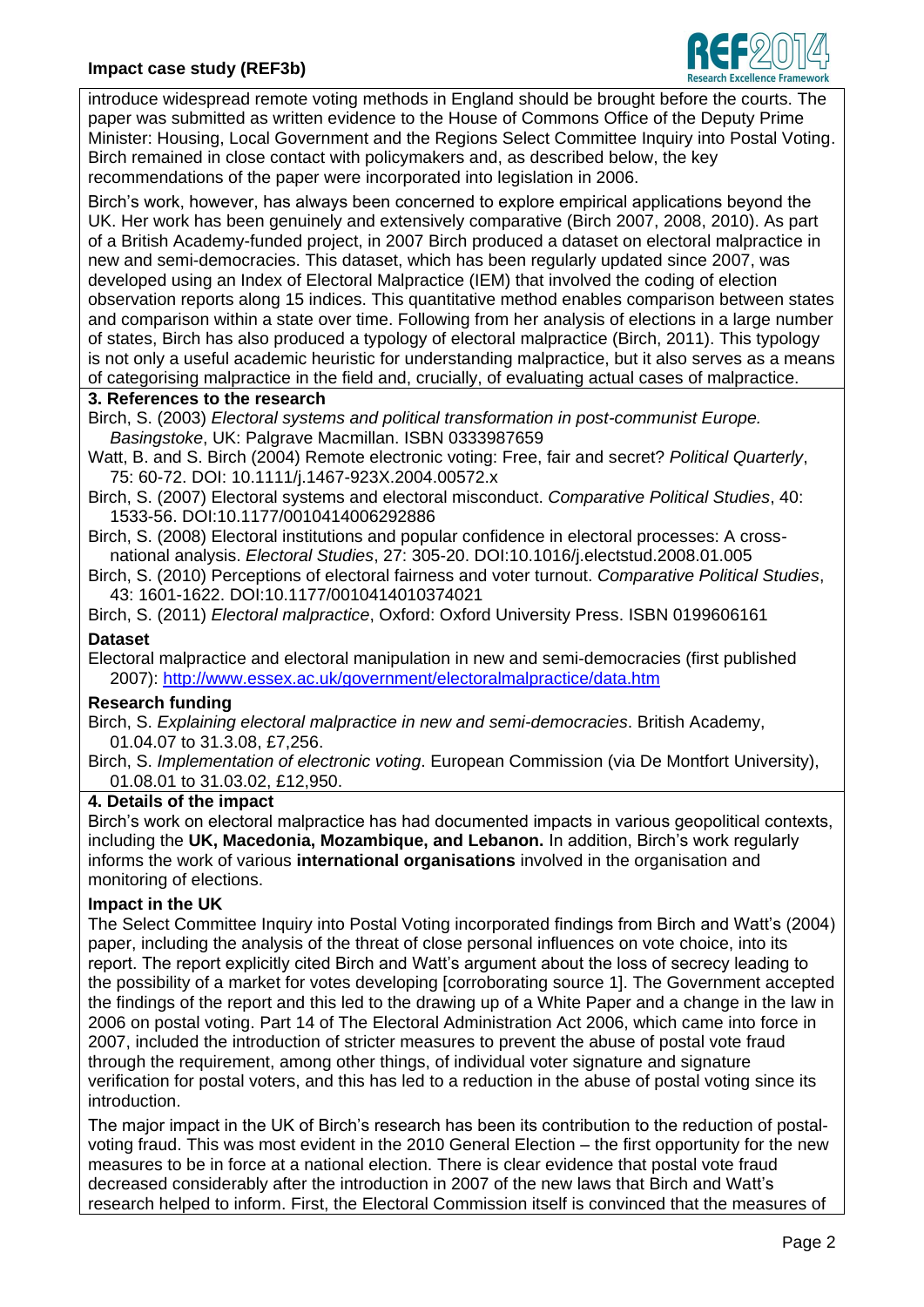introduce widespread remote voting methods in England should be brought before the courts. The paper was submitted as written evidence to the House of Commons Office of the Deputy Prime Minister: Housing, Local Government and the Regions Select Committee Inquiry into Postal Voting. Birch remained in close contact with policymakers and, as described below, the key recommendations of the paper were incorporated into legislation in 2006.

Birch's work, however, has always been concerned to explore empirical applications beyond the UK. Her work has been genuinely and extensively comparative (Birch 2007, 2008, 2010). As part of a British Academy-funded project, in 2007 Birch produced a dataset on electoral malpractice in new and semi-democracies. This dataset, which has been regularly updated since 2007, was developed using an Index of Electoral Malpractice (IEM) that involved the coding of election observation reports along 15 indices. This quantitative method enables comparison between states and comparison within a state over time. Following from her analysis of elections in a large number of states, Birch has also produced a typology of electoral malpractice (Birch, 2011). This typology is not only a useful academic heuristic for understanding malpractice, but it also serves as a means of categorising malpractice in the field and, crucially, of evaluating actual cases of malpractice.

## 3. References to the research

Birch, S. (2003) *Electoral systems and political transformation in post-communist Europe. Basingstoke*, UK: Palgrave Macmillan. ISBN 0333987659

Watt, B. and S. Birch (2004) Remote electronic voting: Free, fair and secret? *Political Quarterly*, 75: 60-72. DOI: 10.1111/j.1467-923X.2004.00572.x

Birch, S. (2007) Electoral systems and electoral misconduct. *Comparative Political Studies*, 40: 1533-56. DOI:10.1177/0010414006292886

Birch, S. (2008) Electoral institutions and popular confidence in electoral processes: A cross-national analysis. *Electoral Studies*, 27: 305-20. DOI:10.1016/j.electstud.2008.01.005

Birch, S. (2010) Perceptions of electoral fairness and voter turnout. *Comparative Political Studies*, 43: 1601-1622. DOI:10.1177/0010414010374021

Birch, S. (2011) *Electoral malpractice*, Oxford: Oxford University Press. ISBN 0199606161

### Dataset

Electoral malpractice and electoral manipulation in new and semi-democracies (first published 2007): http://www.essex.ac.uk/government/electoralmalpractice/data.htm

### Research funding

Birch, S. *Explaining electoral malpractice in new and semi-democracies*. British Academy, 01.04.07 to 31.3.08, £7,256.

Birch, S. *Implementation of electronic voting*. European Commission (via De Montfort University), 01.08.01 to 31.03.02, £12,950.

## 4. Details of the impact

Birch's work on electoral malpractice has had documented impacts in various geopolitical contexts, including the **UK, Macedonia, Mozambique, and Lebanon.** In addition, Birch's work regularly informs the work of various **international organisations** involved in the organisation and monitoring of elections.

### Impact in the UK

The Select Committee Inquiry into Postal Voting incorporated findings from Birch and Watt's (2004) paper, including the analysis of the threat of close personal influences on vote choice, into its report. The report explicitly cited Birch and Watt's argument about the loss of secrecy leading to the possibility of a market for votes developing [corroborating source 1]. The Government accepted the findings of the report and this led to the drawing up of a White Paper and a change in the law in 2006 on postal voting. Part 14 of The Electoral Administration Act 2006, which came into force in 2007, included the introduction of stricter measures to prevent the abuse of postal vote fraud through the requirement, among other things, of individual voter signature and signature verification for postal voters, and this has led to a reduction in the abuse of postal voting since its introduction.

The major impact in the UK of Birch's research has been its contribution to the reduction of postal-voting fraud. This was most evident in the 2010 General Election – the first opportunity for the new measures to be in force at a national election. There is clear evidence that postal vote fraud decreased considerably after the introduction in 2007 of the new laws that Birch and Watt's research helped to inform. First, the Electoral Commission itself is convinced that the measures of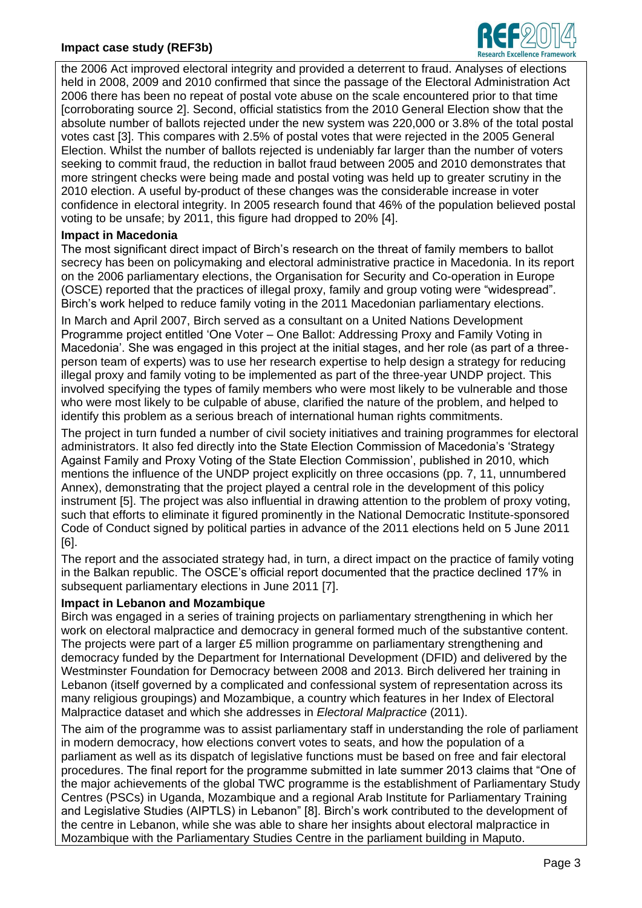the 2006 Act improved electoral integrity and provided a deterrent to fraud. Analyses of elections held in 2008, 2009 and 2010 confirmed that since the passage of the Electoral Administration Act 2006 there has been no repeat of postal vote abuse on the scale encountered prior to that time [corroborating source 2]. Second, official statistics from the 2010 General Election show that the absolute number of ballots rejected under the new system was 220,000 or 3.8% of the total postal votes cast [3]. This compares with 2.5% of postal votes that were rejected in the 2005 General Election. Whilst the number of ballots rejected is undeniably far larger than the number of voters seeking to commit fraud, the reduction in ballot fraud between 2005 and 2010 demonstrates that more stringent checks were being made and postal voting was held up to greater scrutiny in the 2010 election. A useful by-product of these changes was the considerable increase in voter confidence in electoral integrity. In 2005 research found that 46% of the population believed postal voting to be unsafe; by 2011, this figure had dropped to 20% [4].

**Impact in Macedonia**

The most significant direct impact of Birch's research on the threat of family members to ballot secrecy has been on policymaking and electoral administrative practice in Macedonia. In its report on the 2006 parliamentary elections, the Organisation for Security and Co-operation in Europe (OSCE) reported that the practices of illegal proxy, family and group voting were "widespread". Birch's work helped to reduce family voting in the 2011 Macedonian parliamentary elections.

In March and April 2007, Birch served as a consultant on a United Nations Development Programme project entitled 'One Voter – One Ballot: Addressing Proxy and Family Voting in Macedonia'. She was engaged in this project at the initial stages, and her role (as part of a three-person team of experts) was to use her research expertise to help design a strategy for reducing illegal proxy and family voting to be implemented as part of the three-year UNDP project. This involved specifying the types of family members who were most likely to be vulnerable and those who were most likely to be culpable of abuse, clarified the nature of the problem, and helped to identify this problem as a serious breach of international human rights commitments.

The project in turn funded a number of civil society initiatives and training programmes for electoral administrators. It also fed directly into the State Election Commission of Macedonia's 'Strategy Against Family and Proxy Voting of the State Election Commission', published in 2010, which mentions the influence of the UNDP project explicitly on three occasions (pp. 7, 11, unnumbered Annex), demonstrating that the project played a central role in the development of this policy instrument [5]. The project was also influential in drawing attention to the problem of proxy voting, such that efforts to eliminate it figured prominently in the National Democratic Institute-sponsored Code of Conduct signed by political parties in advance of the 2011 elections held on 5 June 2011 [6].

The report and the associated strategy had, in turn, a direct impact on the practice of family voting in the Balkan republic. The OSCE's official report documented that the practice declined 17% in subsequent parliamentary elections in June 2011 [7].

**Impact in Lebanon and Mozambique**

Birch was engaged in a series of training projects on parliamentary strengthening in which her work on electoral malpractice and democracy in general formed much of the substantive content. The projects were part of a larger £5 million programme on parliamentary strengthening and democracy funded by the Department for International Development (DFID) and delivered by the Westminster Foundation for Democracy between 2008 and 2013. Birch delivered her training in Lebanon (itself governed by a complicated and confessional system of representation across its many religious groupings) and Mozambique, a country which features in her Index of Electoral Malpractice dataset and which she addresses in *Electoral Malpractice* (2011).

The aim of the programme was to assist parliamentary staff in understanding the role of parliament in modern democracy, how elections convert votes to seats, and how the population of a parliament as well as its dispatch of legislative functions must be based on free and fair electoral procedures. The final report for the programme submitted in late summer 2013 claims that "One of the major achievements of the global TWC programme is the establishment of Parliamentary Study Centres (PSCs) in Uganda, Mozambique and a regional Arab Institute for Parliamentary Training and Legislative Studies (AIPTLS) in Lebanon" [8]. Birch's work contributed to the development of the centre in Lebanon, while she was able to share her insights about electoral malpractice in Mozambique with the Parliamentary Studies Centre in the parliament building in Maputo.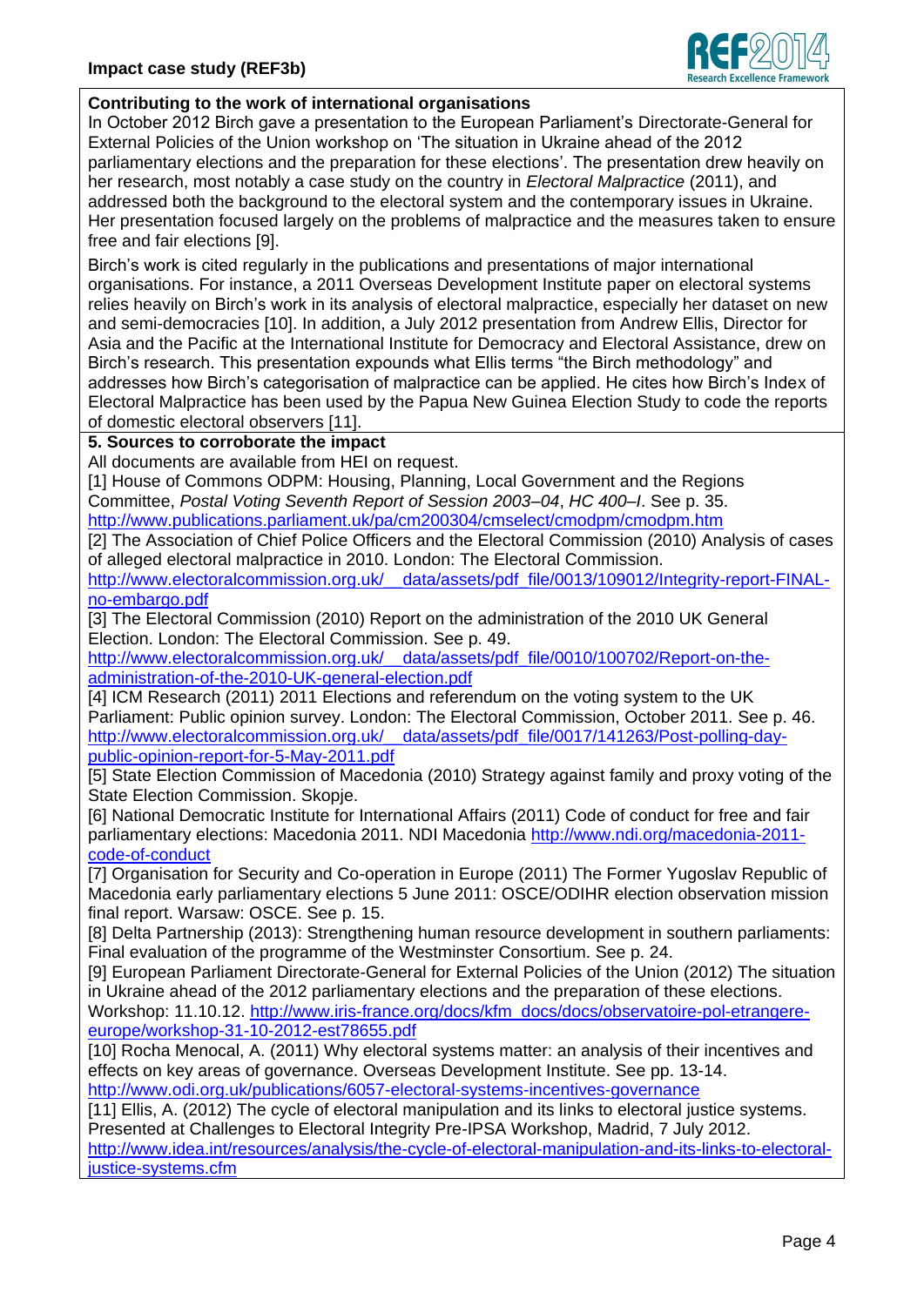**Contributing to the work of international organisations**

In October 2012 Birch gave a presentation to the European Parliament's Directorate-General for External Policies of the Union workshop on 'The situation in Ukraine ahead of the 2012 parliamentary elections and the preparation for these elections'. The presentation drew heavily on her research, most notably a case study on the country in *Electoral Malpractice* (2011), and addressed both the background to the electoral system and the contemporary issues in Ukraine. Her presentation focused largely on the problems of malpractice and the measures taken to ensure free and fair elections [9].

Birch's work is cited regularly in the publications and presentations of major international organisations. For instance, a 2011 Overseas Development Institute paper on electoral systems relies heavily on Birch's work in its analysis of electoral malpractice, especially her dataset on new and semi-democracies [10]. In addition, a July 2012 presentation from Andrew Ellis, Director for Asia and the Pacific at the International Institute for Democracy and Electoral Assistance, drew on Birch's research. This presentation expounds what Ellis terms "the Birch methodology" and addresses how Birch's categorisation of malpractice can be applied. He cites how Birch's Index of Electoral Malpractice has been used by the Papua New Guinea Election Study to code the reports of domestic electoral observers [11].

## 5. Sources to corroborate the impact

All documents are available from HEI on request.

[1] House of Commons ODPM: Housing, Planning, Local Government and the Regions Committee, *Postal Voting Seventh Report of Session 2003–04*, *HC 400–I*. See p. 35. http://www.publications.parliament.uk/pa/cm200304/cmselect/cmodpm/cmodpm.htm

[2] The Association of Chief Police Officers and the Electoral Commission (2010) Analysis of cases of alleged electoral malpractice in 2010. London: The Electoral Commission. http://www.electoralcommission.org.uk/__data/assets/pdf_file/0013/109012/Integrity-report-FINAL-no-embargo.pdf

[3] The Electoral Commission (2010) Report on the administration of the 2010 UK General Election. London: The Electoral Commission. See p. 49. http://www.electoralcommission.org.uk/__data/assets/pdf_file/0010/100702/Report-on-the-administration-of-the-2010-UK-general-election.pdf

[4] ICM Research (2011) 2011 Elections and referendum on the voting system to the UK Parliament: Public opinion survey. London: The Electoral Commission, October 2011. See p. 46. http://www.electoralcommission.org.uk/__data/assets/pdf_file/0017/141263/Post-polling-day-public-opinion-report-for-5-May-2011.pdf

[5] State Election Commission of Macedonia (2010) Strategy against family and proxy voting of the State Election Commission. Skopje.

[6] National Democratic Institute for International Affairs (2011) Code of conduct for free and fair parliamentary elections: Macedonia 2011. NDI Macedonia http://www.ndi.org/macedonia-2011-code-of-conduct

[7] Organisation for Security and Co-operation in Europe (2011) The Former Yugoslav Republic of Macedonia early parliamentary elections 5 June 2011: OSCE/ODIHR election observation mission final report. Warsaw: OSCE. See p. 15.

[8] Delta Partnership (2013): Strengthening human resource development in southern parliaments: Final evaluation of the programme of the Westminster Consortium. See p. 24.

[9] European Parliament Directorate-General for External Policies of the Union (2012) The situation in Ukraine ahead of the 2012 parliamentary elections and the preparation of these elections. Workshop: 11.10.12. http://www.iris-france.org/docs/kfm_docs/docs/observatoire-pol-etrangere-europe/workshop-31-10-2012-est78655.pdf

[10] Rocha Menocal, A. (2011) Why electoral systems matter: an analysis of their incentives and effects on key areas of governance. Overseas Development Institute. See pp. 13-14. http://www.odi.org.uk/publications/6057-electoral-systems-incentives-governance

[11] Ellis, A. (2012) The cycle of electoral manipulation and its links to electoral justice systems. Presented at Challenges to Electoral Integrity Pre-IPSA Workshop, Madrid, 7 July 2012. http://www.idea.int/resources/analysis/the-cycle-of-electoral-manipulation-and-its-links-to-electoral-justice-systems.cfm